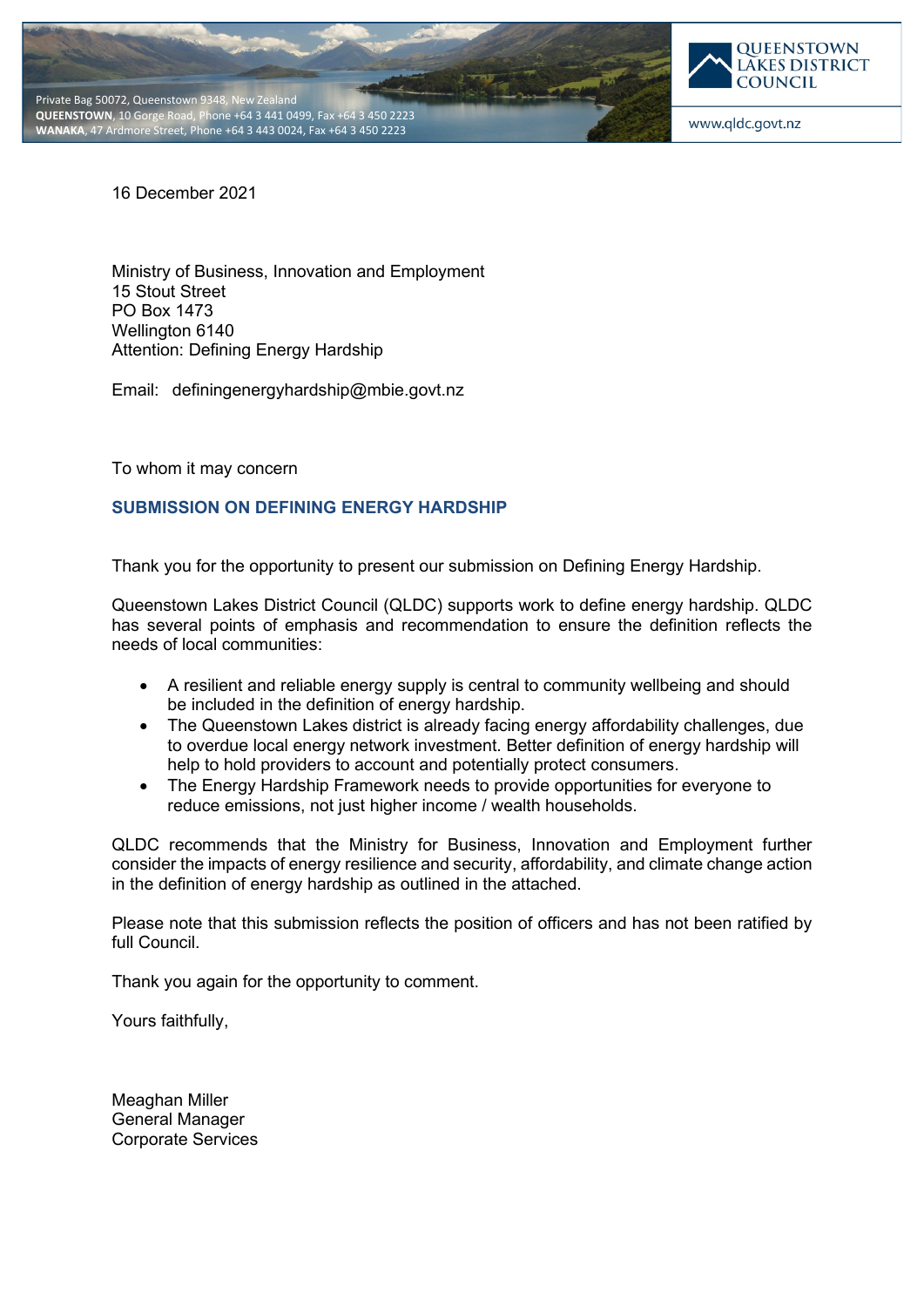Private Bag 50072, Queenstown 9348, New Zealand
**QUEENSTOWN**, 10 Gorge Road, Phone +64 3 441 0499, Fax +64 3 450 2223
**WANAKA**, 47 Ardmore Street, Phone +64 3 443 0024, Fax +64 3 450 2223

QUEENSTOWN LAKES DISTRICT COUNCIL

www.qldc.govt.nz

16 December 2021

Ministry of Business, Innovation and Employment
15 Stout Street
PO Box 1473
Wellington 6140
Attention: Defining Energy Hardship

Email: definingenergyhardship@mbie.govt.nz

To whom it may concern

## SUBMISSION ON DEFINING ENERGY HARDSHIP

Thank you for the opportunity to present our submission on Defining Energy Hardship.

Queenstown Lakes District Council (QLDC) supports work to define energy hardship. QLDC has several points of emphasis and recommendation to ensure the definition reflects the needs of local communities:

- A resilient and reliable energy supply is central to community wellbeing and should be included in the definition of energy hardship.
- The Queenstown Lakes district is already facing energy affordability challenges, due to overdue local energy network investment. Better definition of energy hardship will help to hold providers to account and potentially protect consumers.
- The Energy Hardship Framework needs to provide opportunities for everyone to reduce emissions, not just higher income / wealth households.

QLDC recommends that the Ministry for Business, Innovation and Employment further consider the impacts of energy resilience and security, affordability, and climate change action in the definition of energy hardship as outlined in the attached.

Please note that this submission reflects the position of officers and has not been ratified by full Council.

Thank you again for the opportunity to comment.

Yours faithfully,

Meaghan Miller
General Manager
Corporate Services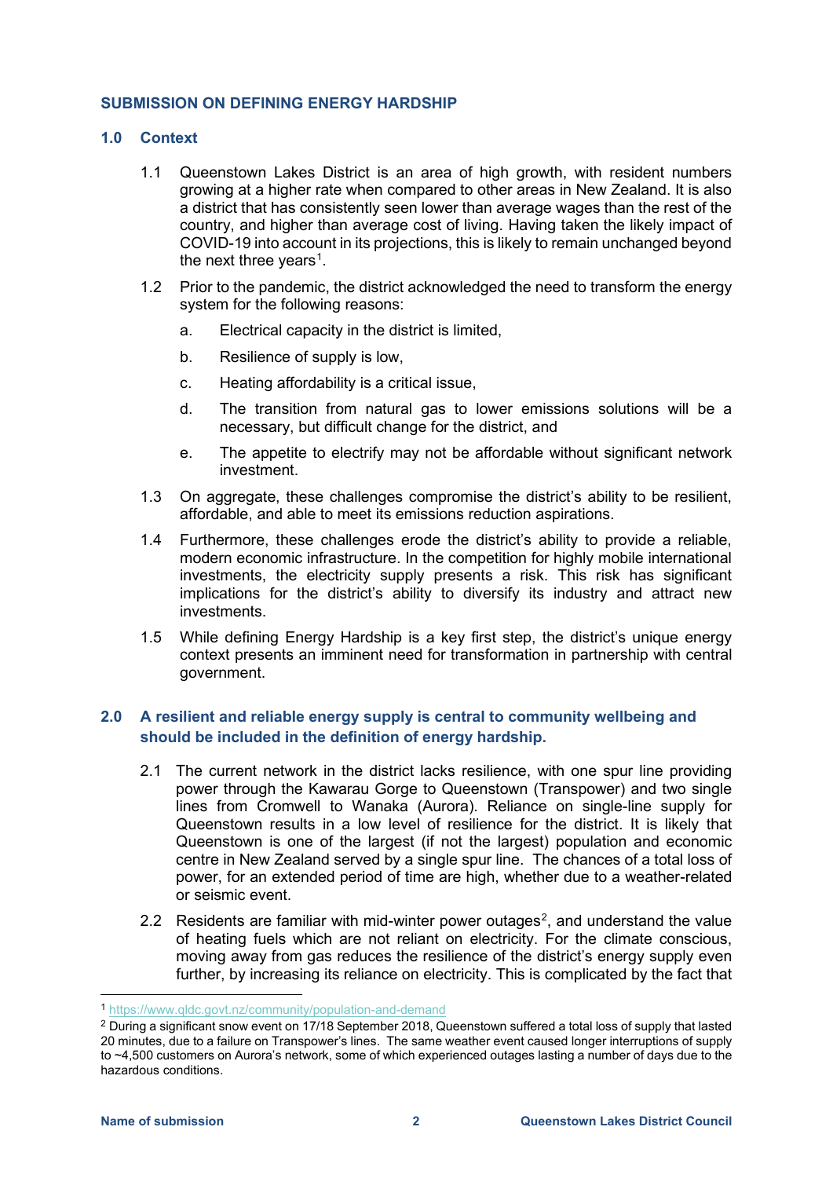## SUBMISSION ON DEFINING ENERGY HARDSHIP

### 1.0 Context

1.1 Queenstown Lakes District is an area of high growth, with resident numbers growing at a higher rate when compared to other areas in New Zealand. It is also a district that has consistently seen lower than average wages than the rest of the country, and higher than average cost of living. Having taken the likely impact of COVID-19 into account in its projections, this is likely to remain unchanged beyond the next three years[1].

1.2 Prior to the pandemic, the district acknowledged the need to transform the energy system for the following reasons:

a. Electrical capacity in the district is limited,

b. Resilience of supply is low,

c. Heating affordability is a critical issue,

d. The transition from natural gas to lower emissions solutions will be a necessary, but difficult change for the district, and

e. The appetite to electrify may not be affordable without significant network investment.

1.3 On aggregate, these challenges compromise the district's ability to be resilient, affordable, and able to meet its emissions reduction aspirations.

1.4 Furthermore, these challenges erode the district's ability to provide a reliable, modern economic infrastructure. In the competition for highly mobile international investments, the electricity supply presents a risk. This risk has significant implications for the district's ability to diversify its industry and attract new investments.

1.5 While defining Energy Hardship is a key first step, the district's unique energy context presents an imminent need for transformation in partnership with central government.

### 2.0 A resilient and reliable energy supply is central to community wellbeing and should be included in the definition of energy hardship.

2.1 The current network in the district lacks resilience, with one spur line providing power through the Kawarau Gorge to Queenstown (Transpower) and two single lines from Cromwell to Wanaka (Aurora). Reliance on single-line supply for Queenstown results in a low level of resilience for the district. It is likely that Queenstown is one of the largest (if not the largest) population and economic centre in New Zealand served by a single spur line. The chances of a total loss of power, for an extended period of time are high, whether due to a weather-related or seismic event.

2.2 Residents are familiar with mid-winter power outages[2], and understand the value of heating fuels which are not reliant on electricity. For the climate conscious, moving away from gas reduces the resilience of the district's energy supply even further, by increasing its reliance on electricity. This is complicated by the fact that

---

[1] https://www.qldc.govt.nz/community/population-and-demand

[2] During a significant snow event on 17/18 September 2018, Queenstown suffered a total loss of supply that lasted 20 minutes, due to a failure on Transpower's lines. The same weather event caused longer interruptions of supply to ~4,500 customers on Aurora's network, some of which experienced outages lasting a number of days due to the hazardous conditions.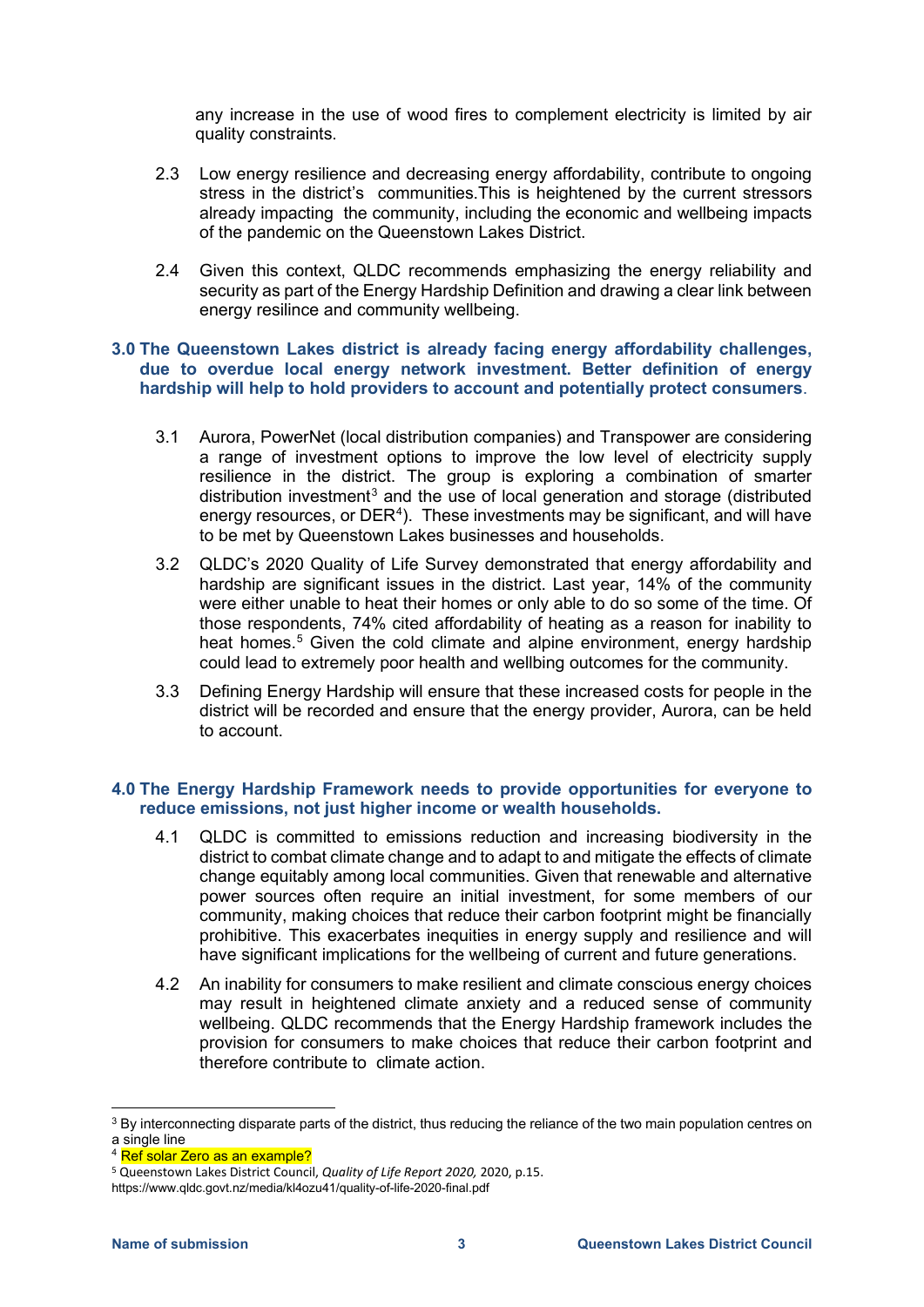any increase in the use of wood fires to complement electricity is limited by air quality constraints.

2.3 Low energy resilience and decreasing energy affordability, contribute to ongoing stress in the district's communities.This is heightened by the current stressors already impacting the community, including the economic and wellbeing impacts of the pandemic on the Queenstown Lakes District.

2.4 Given this context, QLDC recommends emphasizing the energy reliability and security as part of the Energy Hardship Definition and drawing a clear link between energy resilince and community wellbeing.

## 3.0 The Queenstown Lakes district is already facing energy affordability challenges, due to overdue local energy network investment. Better definition of energy hardship will help to hold providers to account and potentially protect consumers.

3.1 Aurora, PowerNet (local distribution companies) and Transpower are considering a range of investment options to improve the low level of electricity supply resilience in the district. The group is exploring a combination of smarter distribution investment[3] and the use of local generation and storage (distributed energy resources, or DER[4]). These investments may be significant, and will have to be met by Queenstown Lakes businesses and households.

3.2 QLDC's 2020 Quality of Life Survey demonstrated that energy affordability and hardship are significant issues in the district. Last year, 14% of the community were either unable to heat their homes or only able to do so some of the time. Of those respondents, 74% cited affordability of heating as a reason for inability to heat homes.[5] Given the cold climate and alpine environment, energy hardship could lead to extremely poor health and wellbing outcomes for the community.

3.3 Defining Energy Hardship will ensure that these increased costs for people in the district will be recorded and ensure that the energy provider, Aurora, can be held to account.

## 4.0 The Energy Hardship Framework needs to provide opportunities for everyone to reduce emissions, not just higher income or wealth households.

4.1 QLDC is committed to emissions reduction and increasing biodiversity in the district to combat climate change and to adapt to and mitigate the effects of climate change equitably among local communities. Given that renewable and alternative power sources often require an initial investment, for some members of our community, making choices that reduce their carbon footprint might be financially prohibitive. This exacerbates inequities in energy supply and resilience and will have significant implications for the wellbeing of current and future generations.

4.2 An inability for consumers to make resilient and climate conscious energy choices may result in heightened climate anxiety and a reduced sense of community wellbeing. QLDC recommends that the Energy Hardship framework includes the provision for consumers to make choices that reduce their carbon footprint and therefore contribute to climate action.

---

[3] By interconnecting disparate parts of the district, thus reducing the reliance of the two main population centres on a single line

[4] Ref solar Zero as an example?

[5] Queenstown Lakes District Council, *Quality of Life Report 2020,* 2020, p.15. https://www.qldc.govt.nz/media/kl4ozu41/quality-of-life-2020-final.pdf